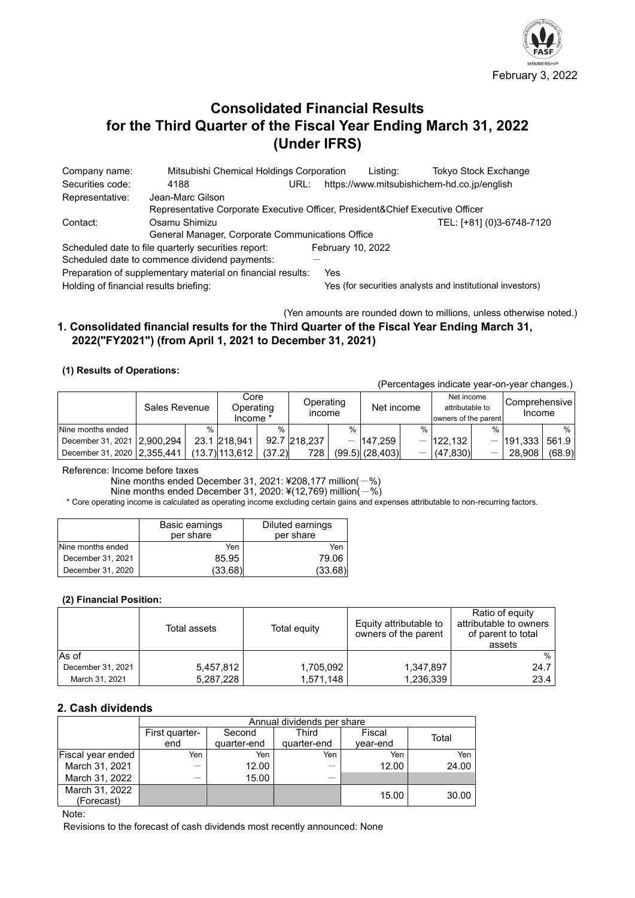February 3, 2022

# Consolidated Financial Results for the Third Quarter of the Fiscal Year Ending March 31, 2022 (Under IFRS)

| | | | |
|---|---|---|---|
| Company name: | Mitsubishi Chemical Holdings Corporation | Listing: | Tokyo Stock Exchange |
| Securities code: | 4188 | URL: | https://www.mitsubishichem-hd.co.jp/english |
| Representative: | Jean-Marc Gilson<br>Representative Corporate Executive Officer, President&Chief Executive Officer | | |
| Contact: | Osamu Shimizu<br>General Manager, Corporate Communications Office | | TEL: [+81] (0)3-6748-7120 |

Scheduled date to file quarterly securities report: February 10, 2022
Scheduled date to commence dividend payments: —
Preparation of supplementary material on financial results: Yes
Holding of financial results briefing: Yes (for securities analysts and institutional investors)

(Yen amounts are rounded down to millions, unless otherwise noted.)

## 1. Consolidated financial results for the Third Quarter of the Fiscal Year Ending March 31, 2022("FY2021") (from April 1, 2021 to December 31, 2021)

### (1) Results of Operations:

(Percentages indicate year-on-year changes.)

| | Sales Revenue | | Core Operating Income * | | Operating income | | Net income | | Net income attributable to owners of the parent | | Comprehensive Income | |
|---|---|---|---|---|---|---|---|---|---|---|---|---|
| Nine months ended | | % | | % | | % | | % | | % | | % |
| December 31, 2021 | 2,900,294 | 23.1 | 218,941 | 92.7 | 218,237 | — | 147,259 | — | 122,132 | — | 191,333 | 561.9 |
| December 31, 2020 | 2,355,441 | (13.7) | 113,612 | (37.2) | 728 | (99.5) | (28,403) | — | (47,830) | — | 28,908 | (68.9) |

Reference: Income before taxes
Nine months ended December 31, 2021: ¥208,177 million(—%)
Nine months ended December 31, 2020: ¥(12,769) million(—%)

\* Core operating income is calculated as operating income excluding certain gains and expenses attributable to non-recurring factors.

| | Basic earnings per share | Diluted earnings per share |
|---|---|---|
| Nine months ended | Yen | Yen |
| December 31, 2021 | 85.95 | 79.06 |
| December 31, 2020 | (33.68) | (33.68) |

### (2) Financial Position:

| | Total assets | Total equity | Equity attributable to owners of the parent | Ratio of equity attributable to owners of parent to total assets |
|---|---|---|---|---|
| As of | | | | % |
| December 31, 2021 | 5,457,812 | 1,705,092 | 1,347,897 | 24.7 |
| March 31, 2021 | 5,287,228 | 1,571,148 | 1,236,339 | 23.4 |

## 2. Cash dividends

| | Annual dividends per share | | | | |
|---|---|---|---|---|---|
| | First quarter-end | Second quarter-end | Third quarter-end | Fiscal year-end | Total |
| Fiscal year ended | Yen | Yen | Yen | Yen | Yen |
| March 31, 2021 | — | 12.00 | — | 12.00 | 24.00 |
| March 31, 2022 | — | 15.00 | — | | |
| March 31, 2022 (Forecast) | | | | 15.00 | 30.00 |

Note:
Revisions to the forecast of cash dividends most recently announced: None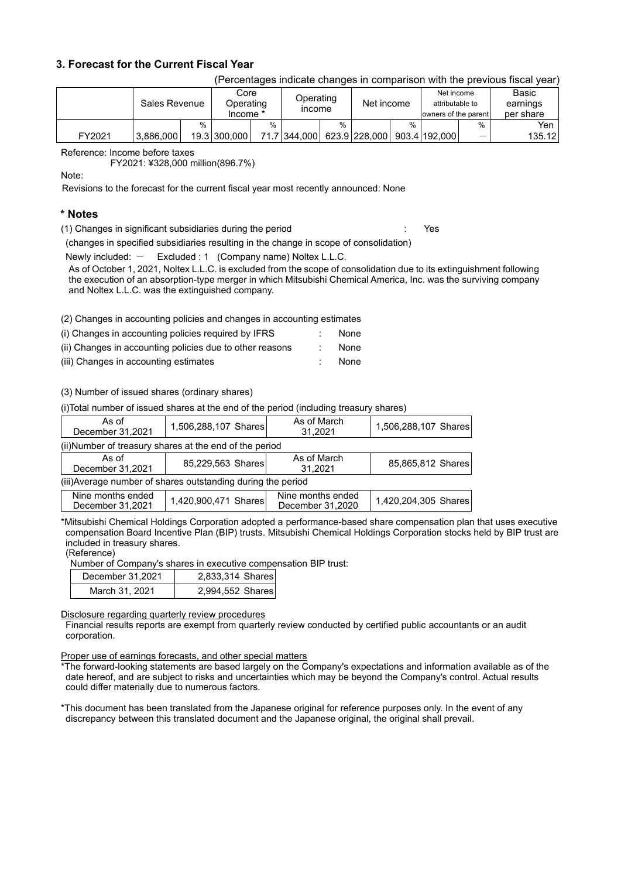## 3. Forecast for the Current Fiscal Year

(Percentages indicate changes in comparison with the previous fiscal year)

| | Sales Revenue | | Core Operating Income * | | Operating income | | Net income | | Net income attributable to owners of the parent | | Basic earnings per share |
|---|---|---|---|---|---|---|---|---|---|---|---|
| | | % | | % | | % | | % | | % | Yen |
| FY2021 | 3,886,000 | 19.3 | 300,000 | 71.7 | 344,000 | 623.9 | 228,000 | 903.4 | 192,000 | ― | 135.12 |

Reference: Income before taxes
FY2021: ¥328,000 million(896.7%)

Note:
Revisions to the forecast for the current fiscal year most recently announced: None

## * Notes

(1) Changes in significant subsidiaries during the period : Yes
(changes in specified subsidiaries resulting in the change in scope of consolidation)
Newly included: ― Excluded : 1 (Company name) Noltex L.L.C.
As of October 1, 2021, Noltex L.L.C. is excluded from the scope of consolidation due to its extinguishment following the execution of an absorption-type merger in which Mitsubishi Chemical America, Inc. was the surviving company and Noltex L.L.C. was the extinguished company.

(2) Changes in accounting policies and changes in accounting estimates
(i) Changes in accounting policies required by IFRS : None
(ii) Changes in accounting policies due to other reasons : None
(iii) Changes in accounting estimates : None

(3) Number of issued shares (ordinary shares)

(i)Total number of issued shares at the end of the period (including treasury shares)

| As of December 31,2021 | 1,506,288,107 Shares | As of March 31,2021 | 1,506,288,107 Shares |
|---|---|---|---|

(ii)Number of treasury shares at the end of the period

| As of December 31,2021 | 85,229,563 Shares | As of March 31,2021 | 85,865,812 Shares |
|---|---|---|---|

(iii)Average number of shares outstanding during the period

| Nine months ended December 31,2021 | 1,420,900,471 Shares | Nine months ended December 31,2020 | 1,420,204,305 Shares |
|---|---|---|---|

*Mitsubishi Chemical Holdings Corporation adopted a performance-based share compensation plan that uses executive compensation Board Incentive Plan (BIP) trusts. Mitsubishi Chemical Holdings Corporation stocks held by BIP trust are included in treasury shares.
(Reference)
Number of Company's shares in executive compensation BIP trust:

| December 31,2021 | 2,833,314 Shares |
|---|---|
| March 31, 2021 | 2,994,552 Shares |

Disclosure regarding quarterly review procedures
Financial results reports are exempt from quarterly review conducted by certified public accountants or an audit corporation.

Proper use of earnings forecasts, and other special matters
*The forward-looking statements are based largely on the Company's expectations and information available as of the date hereof, and are subject to risks and uncertainties which may be beyond the Company's control. Actual results could differ materially due to numerous factors.

*This document has been translated from the Japanese original for reference purposes only. In the event of any discrepancy between this translated document and the Japanese original, the original shall prevail.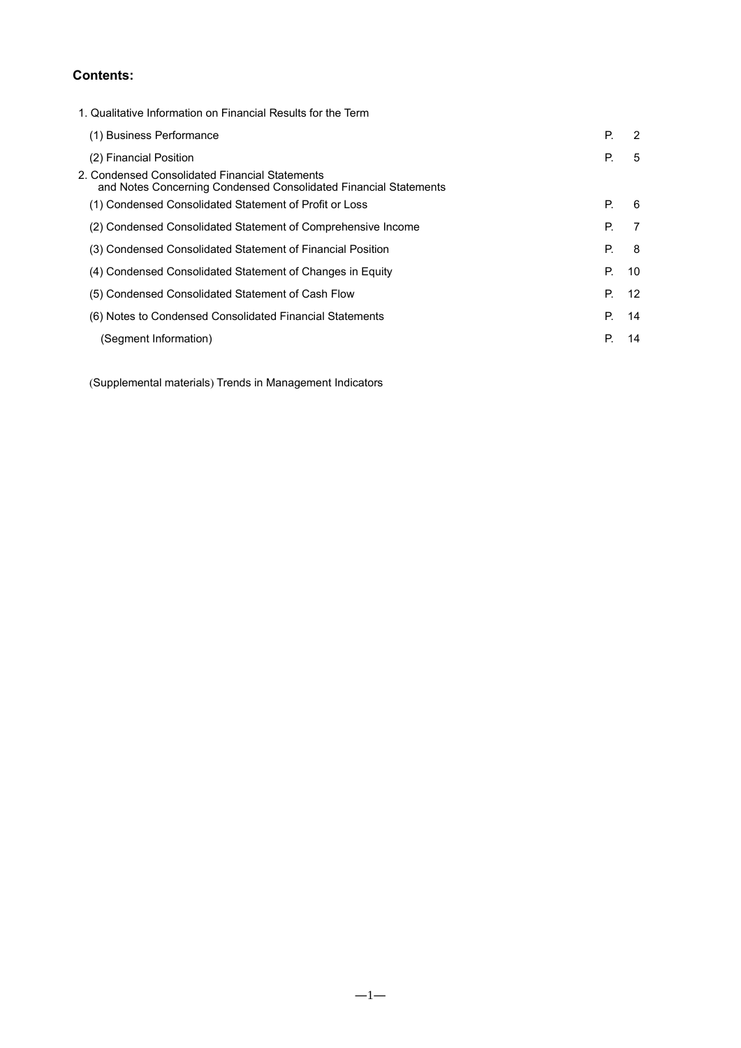## Contents:

| | | |
|---|---|---|
| 1. Qualitative Information on Financial Results for the Term | | |
| (1) Business Performance | P. | 2 |
| (2) Financial Position | P. | 5 |
| 2. Condensed Consolidated Financial Statements and Notes Concerning Condensed Consolidated Financial Statements | | |
| (1) Condensed Consolidated Statement of Profit or Loss | P. | 6 |
| (2) Condensed Consolidated Statement of Comprehensive Income | P. | 7 |
| (3) Condensed Consolidated Statement of Financial Position | P. | 8 |
| (4) Condensed Consolidated Statement of Changes in Equity | P. | 10 |
| (5) Condensed Consolidated Statement of Cash Flow | P. | 12 |
| (6) Notes to Condensed Consolidated Financial Statements | P. | 14 |
| (Segment Information) | P. | 14 |

(Supplemental materials) Trends in Management Indicators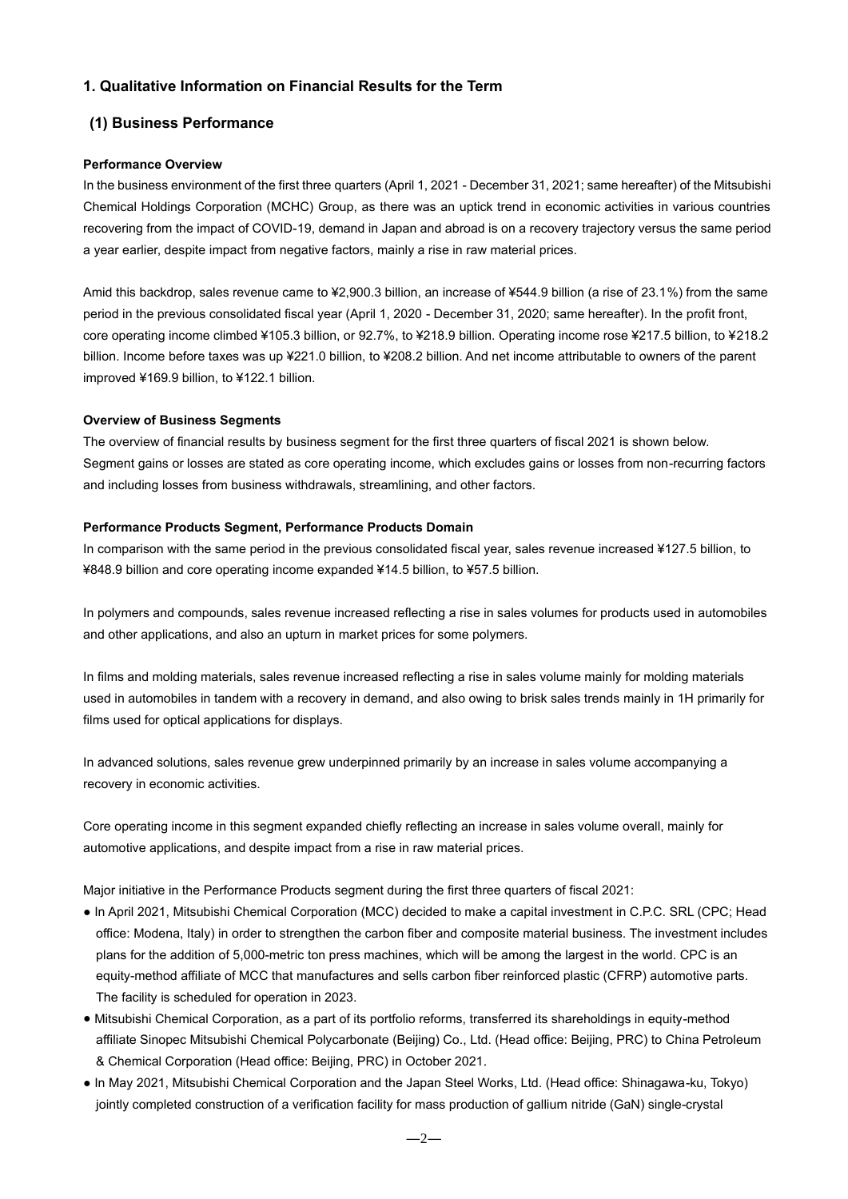## 1. Qualitative Information on Financial Results for the Term

### (1) Business Performance

**Performance Overview**

In the business environment of the first three quarters (April 1, 2021 - December 31, 2021; same hereafter) of the Mitsubishi Chemical Holdings Corporation (MCHC) Group, as there was an uptick trend in economic activities in various countries recovering from the impact of COVID-19, demand in Japan and abroad is on a recovery trajectory versus the same period a year earlier, despite impact from negative factors, mainly a rise in raw material prices.

Amid this backdrop, sales revenue came to ¥2,900.3 billion, an increase of ¥544.9 billion (a rise of 23.1%) from the same period in the previous consolidated fiscal year (April 1, 2020 - December 31, 2020; same hereafter). In the profit front, core operating income climbed ¥105.3 billion, or 92.7%, to ¥218.9 billion. Operating income rose ¥217.5 billion, to ¥218.2 billion. Income before taxes was up ¥221.0 billion, to ¥208.2 billion. And net income attributable to owners of the parent improved ¥169.9 billion, to ¥122.1 billion.

**Overview of Business Segments**

The overview of financial results by business segment for the first three quarters of fiscal 2021 is shown below. Segment gains or losses are stated as core operating income, which excludes gains or losses from non-recurring factors and including losses from business withdrawals, streamlining, and other factors.

**Performance Products Segment, Performance Products Domain**

In comparison with the same period in the previous consolidated fiscal year, sales revenue increased ¥127.5 billion, to ¥848.9 billion and core operating income expanded ¥14.5 billion, to ¥57.5 billion.

In polymers and compounds, sales revenue increased reflecting a rise in sales volumes for products used in automobiles and other applications, and also an upturn in market prices for some polymers.

In films and molding materials, sales revenue increased reflecting a rise in sales volume mainly for molding materials used in automobiles in tandem with a recovery in demand, and also owing to brisk sales trends mainly in 1H primarily for films used for optical applications for displays.

In advanced solutions, sales revenue grew underpinned primarily by an increase in sales volume accompanying a recovery in economic activities.

Core operating income in this segment expanded chiefly reflecting an increase in sales volume overall, mainly for automotive applications, and despite impact from a rise in raw material prices.

Major initiative in the Performance Products segment during the first three quarters of fiscal 2021:

- In April 2021, Mitsubishi Chemical Corporation (MCC) decided to make a capital investment in C.P.C. SRL (CPC; Head office: Modena, Italy) in order to strengthen the carbon fiber and composite material business. The investment includes plans for the addition of 5,000-metric ton press machines, which will be among the largest in the world. CPC is an equity-method affiliate of MCC that manufactures and sells carbon fiber reinforced plastic (CFRP) automotive parts. The facility is scheduled for operation in 2023.
- Mitsubishi Chemical Corporation, as a part of its portfolio reforms, transferred its shareholdings in equity-method affiliate Sinopec Mitsubishi Chemical Polycarbonate (Beijing) Co., Ltd. (Head office: Beijing, PRC) to China Petroleum & Chemical Corporation (Head office: Beijing, PRC) in October 2021.
- In May 2021, Mitsubishi Chemical Corporation and the Japan Steel Works, Ltd. (Head office: Shinagawa-ku, Tokyo) jointly completed construction of a verification facility for mass production of gallium nitride (GaN) single-crystal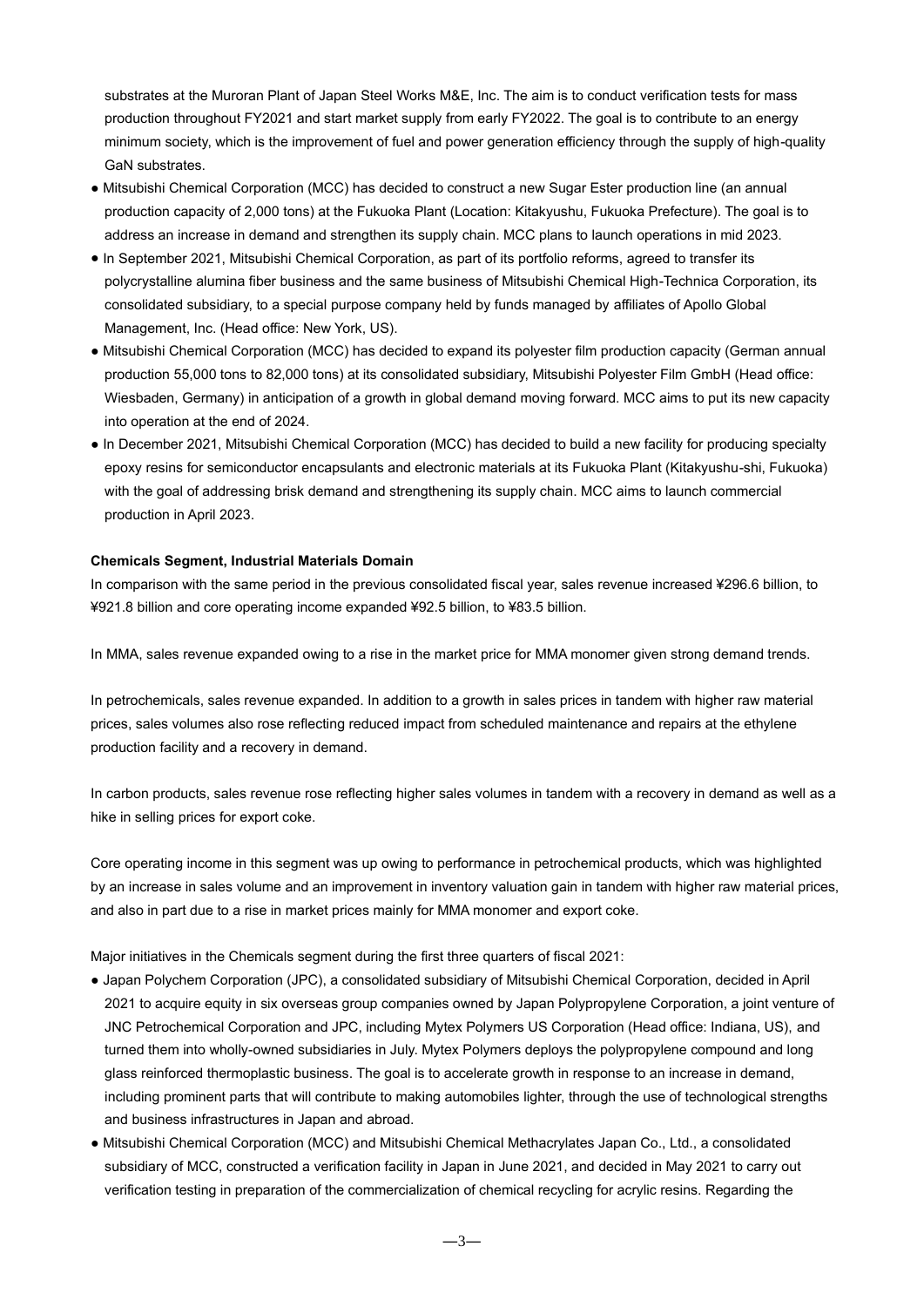substrates at the Muroran Plant of Japan Steel Works M&E, Inc. The aim is to conduct verification tests for mass production throughout FY2021 and start market supply from early FY2022. The goal is to contribute to an energy minimum society, which is the improvement of fuel and power generation efficiency through the supply of high-quality GaN substrates.

- Mitsubishi Chemical Corporation (MCC) has decided to construct a new Sugar Ester production line (an annual production capacity of 2,000 tons) at the Fukuoka Plant (Location: Kitakyushu, Fukuoka Prefecture). The goal is to address an increase in demand and strengthen its supply chain. MCC plans to launch operations in mid 2023.
- In September 2021, Mitsubishi Chemical Corporation, as part of its portfolio reforms, agreed to transfer its polycrystalline alumina fiber business and the same business of Mitsubishi Chemical High-Technica Corporation, its consolidated subsidiary, to a special purpose company held by funds managed by affiliates of Apollo Global Management, Inc. (Head office: New York, US).
- Mitsubishi Chemical Corporation (MCC) has decided to expand its polyester film production capacity (German annual production 55,000 tons to 82,000 tons) at its consolidated subsidiary, Mitsubishi Polyester Film GmbH (Head office: Wiesbaden, Germany) in anticipation of a growth in global demand moving forward. MCC aims to put its new capacity into operation at the end of 2024.
- In December 2021, Mitsubishi Chemical Corporation (MCC) has decided to build a new facility for producing specialty epoxy resins for semiconductor encapsulants and electronic materials at its Fukuoka Plant (Kitakyushu-shi, Fukuoka) with the goal of addressing brisk demand and strengthening its supply chain. MCC aims to launch commercial production in April 2023.

**Chemicals Segment, Industrial Materials Domain**

In comparison with the same period in the previous consolidated fiscal year, sales revenue increased ¥296.6 billion, to ¥921.8 billion and core operating income expanded ¥92.5 billion, to ¥83.5 billion.

In MMA, sales revenue expanded owing to a rise in the market price for MMA monomer given strong demand trends.

In petrochemicals, sales revenue expanded. In addition to a growth in sales prices in tandem with higher raw material prices, sales volumes also rose reflecting reduced impact from scheduled maintenance and repairs at the ethylene production facility and a recovery in demand.

In carbon products, sales revenue rose reflecting higher sales volumes in tandem with a recovery in demand as well as a hike in selling prices for export coke.

Core operating income in this segment was up owing to performance in petrochemical products, which was highlighted by an increase in sales volume and an improvement in inventory valuation gain in tandem with higher raw material prices, and also in part due to a rise in market prices mainly for MMA monomer and export coke.

Major initiatives in the Chemicals segment during the first three quarters of fiscal 2021:

- Japan Polychem Corporation (JPC), a consolidated subsidiary of Mitsubishi Chemical Corporation, decided in April 2021 to acquire equity in six overseas group companies owned by Japan Polypropylene Corporation, a joint venture of JNC Petrochemical Corporation and JPC, including Mytex Polymers US Corporation (Head office: Indiana, US), and turned them into wholly-owned subsidiaries in July. Mytex Polymers deploys the polypropylene compound and long glass reinforced thermoplastic business. The goal is to accelerate growth in response to an increase in demand, including prominent parts that will contribute to making automobiles lighter, through the use of technological strengths and business infrastructures in Japan and abroad.
- Mitsubishi Chemical Corporation (MCC) and Mitsubishi Chemical Methacrylates Japan Co., Ltd., a consolidated subsidiary of MCC, constructed a verification facility in Japan in June 2021, and decided in May 2021 to carry out verification testing in preparation of the commercialization of chemical recycling for acrylic resins. Regarding the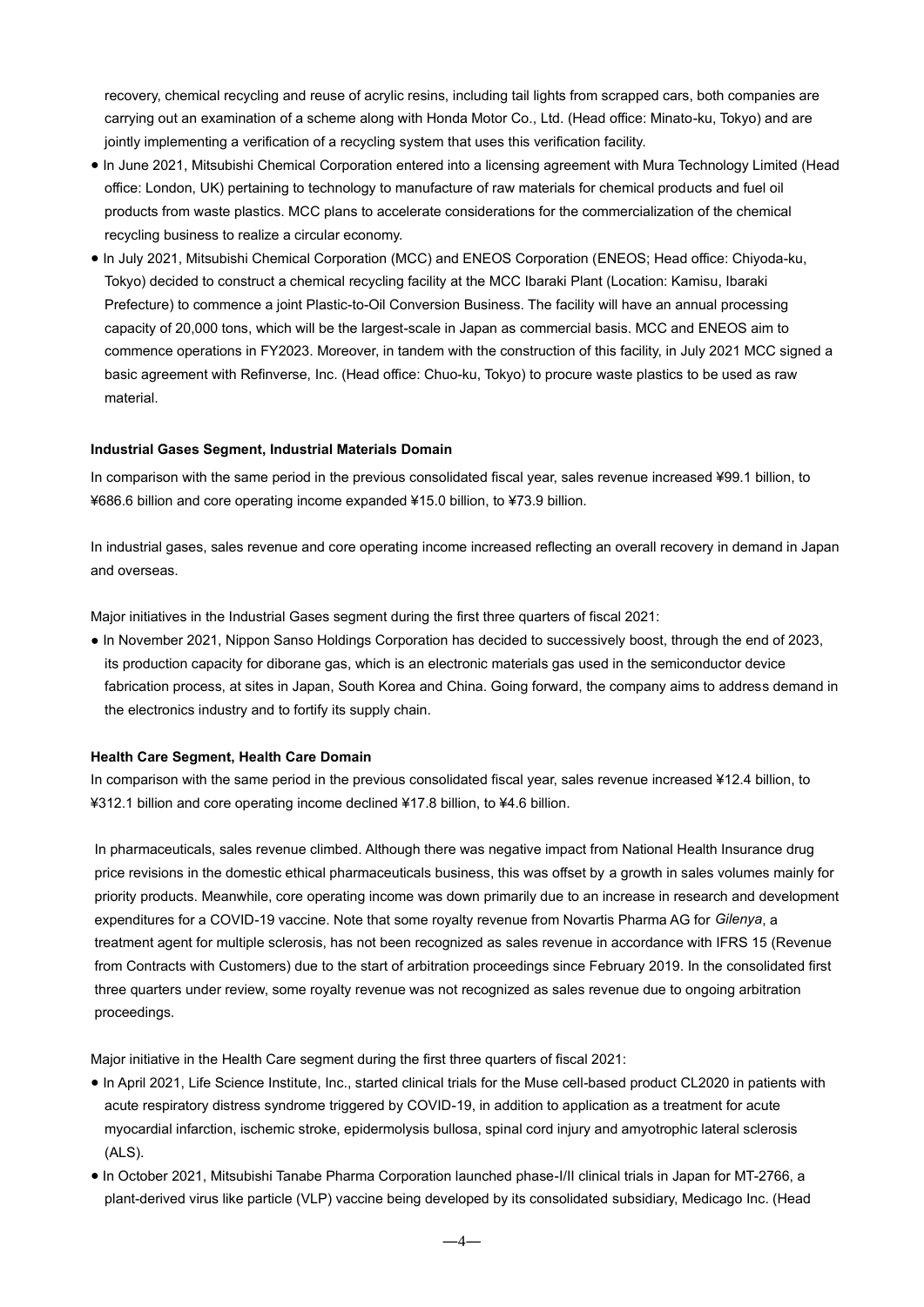recovery, chemical recycling and reuse of acrylic resins, including tail lights from scrapped cars, both companies are carrying out an examination of a scheme along with Honda Motor Co., Ltd. (Head office: Minato-ku, Tokyo) and are jointly implementing a verification of a recycling system that uses this verification facility.

- In June 2021, Mitsubishi Chemical Corporation entered into a licensing agreement with Mura Technology Limited (Head office: London, UK) pertaining to technology to manufacture of raw materials for chemical products and fuel oil products from waste plastics. MCC plans to accelerate considerations for the commercialization of the chemical recycling business to realize a circular economy.
- In July 2021, Mitsubishi Chemical Corporation (MCC) and ENEOS Corporation (ENEOS; Head office: Chiyoda-ku, Tokyo) decided to construct a chemical recycling facility at the MCC Ibaraki Plant (Location: Kamisu, Ibaraki Prefecture) to commence a joint Plastic-to-Oil Conversion Business. The facility will have an annual processing capacity of 20,000 tons, which will be the largest-scale in Japan as commercial basis. MCC and ENEOS aim to commence operations in FY2023. Moreover, in tandem with the construction of this facility, in July 2021 MCC signed a basic agreement with Refinverse, Inc. (Head office: Chuo-ku, Tokyo) to procure waste plastics to be used as raw material.

**Industrial Gases Segment, Industrial Materials Domain**

In comparison with the same period in the previous consolidated fiscal year, sales revenue increased ¥99.1 billion, to ¥686.6 billion and core operating income expanded ¥15.0 billion, to ¥73.9 billion.

In industrial gases, sales revenue and core operating income increased reflecting an overall recovery in demand in Japan and overseas.

Major initiatives in the Industrial Gases segment during the first three quarters of fiscal 2021:

- In November 2021, Nippon Sanso Holdings Corporation has decided to successively boost, through the end of 2023, its production capacity for diborane gas, which is an electronic materials gas used in the semiconductor device fabrication process, at sites in Japan, South Korea and China. Going forward, the company aims to address demand in the electronics industry and to fortify its supply chain.

**Health Care Segment, Health Care Domain**

In comparison with the same period in the previous consolidated fiscal year, sales revenue increased ¥12.4 billion, to ¥312.1 billion and core operating income declined ¥17.8 billion, to ¥4.6 billion.

In pharmaceuticals, sales revenue climbed. Although there was negative impact from National Health Insurance drug price revisions in the domestic ethical pharmaceuticals business, this was offset by a growth in sales volumes mainly for priority products. Meanwhile, core operating income was down primarily due to an increase in research and development expenditures for a COVID-19 vaccine. Note that some royalty revenue from Novartis Pharma AG for *Gilenya*, a treatment agent for multiple sclerosis, has not been recognized as sales revenue in accordance with IFRS 15 (Revenue from Contracts with Customers) due to the start of arbitration proceedings since February 2019. In the consolidated first three quarters under review, some royalty revenue was not recognized as sales revenue due to ongoing arbitration proceedings.

Major initiative in the Health Care segment during the first three quarters of fiscal 2021:

- In April 2021, Life Science Institute, Inc., started clinical trials for the Muse cell-based product CL2020 in patients with acute respiratory distress syndrome triggered by COVID-19, in addition to application as a treatment for acute myocardial infarction, ischemic stroke, epidermolysis bullosa, spinal cord injury and amyotrophic lateral sclerosis (ALS).
- In October 2021, Mitsubishi Tanabe Pharma Corporation launched phase-I/II clinical trials in Japan for MT-2766, a plant-derived virus like particle (VLP) vaccine being developed by its consolidated subsidiary, Medicago Inc. (Head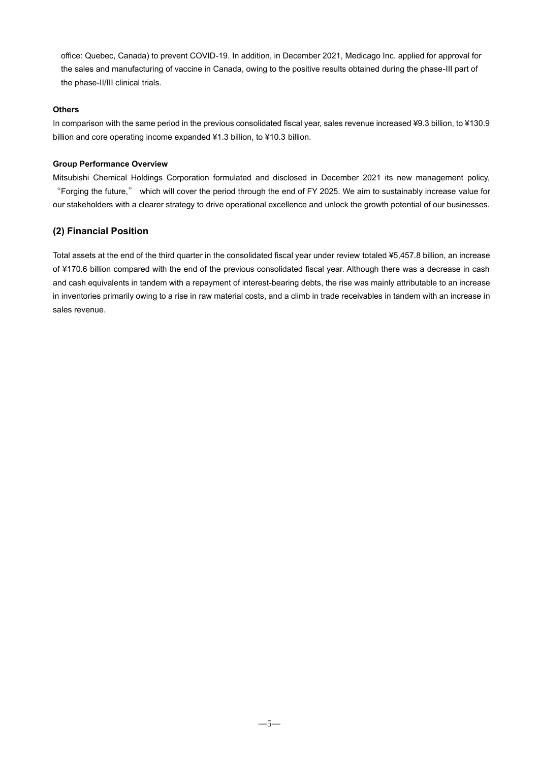office: Quebec, Canada) to prevent COVID-19. In addition, in December 2021, Medicago Inc. applied for approval for the sales and manufacturing of vaccine in Canada, owing to the positive results obtained during the phase-III part of the phase-II/III clinical trials.

**Others**

In comparison with the same period in the previous consolidated fiscal year, sales revenue increased ¥9.3 billion, to ¥130.9 billion and core operating income expanded ¥1.3 billion, to ¥10.3 billion.

**Group Performance Overview**

Mitsubishi Chemical Holdings Corporation formulated and disclosed in December 2021 its new management policy, "Forging the future," which will cover the period through the end of FY 2025. We aim to sustainably increase value for our stakeholders with a clearer strategy to drive operational excellence and unlock the growth potential of our businesses.

## (2) Financial Position

Total assets at the end of the third quarter in the consolidated fiscal year under review totaled ¥5,457.8 billion, an increase of ¥170.6 billion compared with the end of the previous consolidated fiscal year. Although there was a decrease in cash and cash equivalents in tandem with a repayment of interest-bearing debts, the rise was mainly attributable to an increase in inventories primarily owing to a rise in raw material costs, and a climb in trade receivables in tandem with an increase in sales revenue.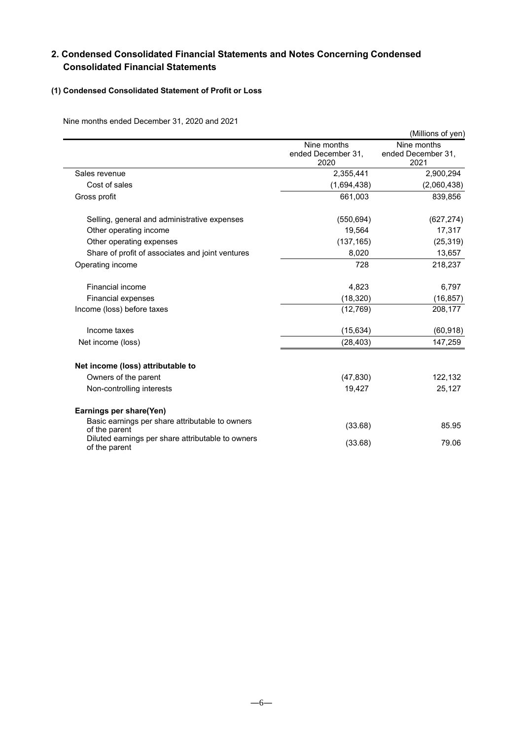## 2. Condensed Consolidated Financial Statements and Notes Concerning Condensed Consolidated Financial Statements

### (1) Condensed Consolidated Statement of Profit or Loss

Nine months ended December 31, 2020 and 2021

(Millions of yen)

| | Nine months ended December 31, 2020 | Nine months ended December 31, 2021 |
|---|---|---|
| Sales revenue | 2,355,441 | 2,900,294 |
| Cost of sales | (1,694,438) | (2,060,438) |
| Gross profit | 661,003 | 839,856 |
| Selling, general and administrative expenses | (550,694) | (627,274) |
| Other operating income | 19,564 | 17,317 |
| Other operating expenses | (137,165) | (25,319) |
| Share of profit of associates and joint ventures | 8,020 | 13,657 |
| Operating income | 728 | 218,237 |
| Financial income | 4,823 | 6,797 |
| Financial expenses | (18,320) | (16,857) |
| Income (loss) before taxes | (12,769) | 208,177 |
| Income taxes | (15,634) | (60,918) |
| Net income (loss) | (28,403) | 147,259 |
| **Net income (loss) attributable to** | | |
| Owners of the parent | (47,830) | 122,132 |
| Non-controlling interests | 19,427 | 25,127 |
| **Earnings per share(Yen)** | | |
| Basic earnings per share attributable to owners of the parent | (33.68) | 85.95 |
| Diluted earnings per share attributable to owners of the parent | (33.68) | 79.06 |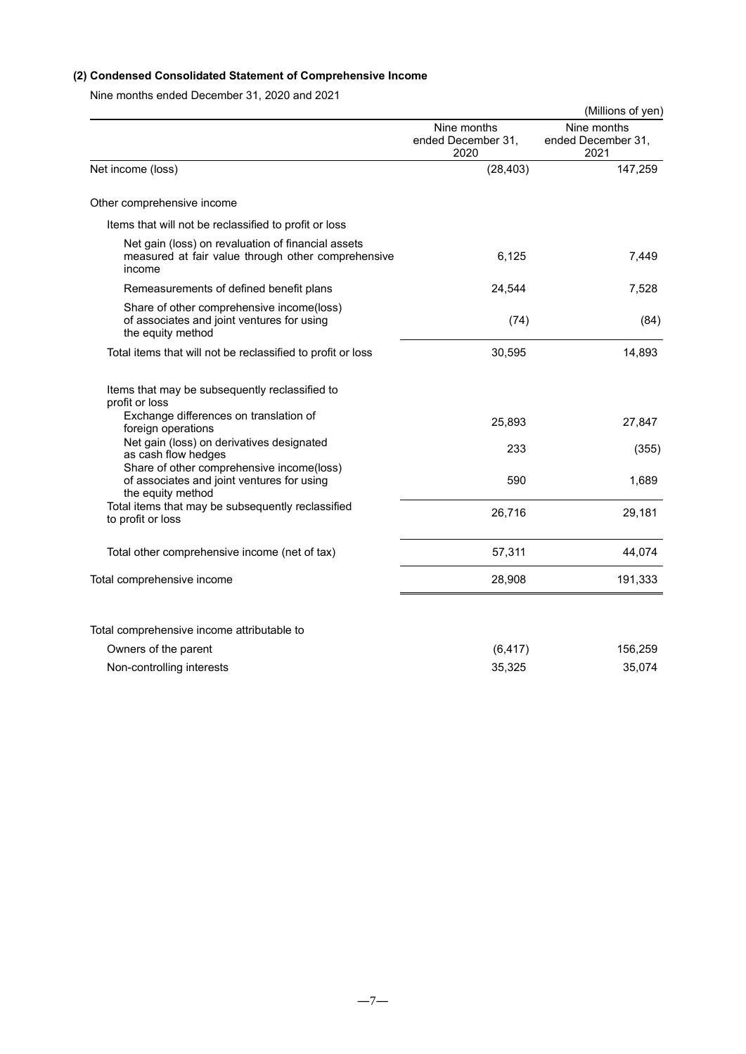### (2) Condensed Consolidated Statement of Comprehensive Income

Nine months ended December 31, 2020 and 2021

(Millions of yen)

| | Nine months ended December 31, 2020 | Nine months ended December 31, 2021 |
|---|---|---|
| Net income (loss) | (28,403) | 147,259 |
| Other comprehensive income | | |
| Items that will not be reclassified to profit or loss | | |
| Net gain (loss) on revaluation of financial assets measured at fair value through other comprehensive income | 6,125 | 7,449 |
| Remeasurements of defined benefit plans | 24,544 | 7,528 |
| Share of other comprehensive income(loss) of associates and joint ventures for using the equity method | (74) | (84) |
| Total items that will not be reclassified to profit or loss | 30,595 | 14,893 |
| Items that may be subsequently reclassified to profit or loss | | |
| Exchange differences on translation of foreign operations | 25,893 | 27,847 |
| Net gain (loss) on derivatives designated as cash flow hedges | 233 | (355) |
| Share of other comprehensive income(loss) of associates and joint ventures for using the equity method | 590 | 1,689 |
| Total items that may be subsequently reclassified to profit or loss | 26,716 | 29,181 |
| Total other comprehensive income (net of tax) | 57,311 | 44,074 |
| Total comprehensive income | 28,908 | 191,333 |
| Total comprehensive income attributable to | | |
| Owners of the parent | (6,417) | 156,259 |
| Non-controlling interests | 35,325 | 35,074 |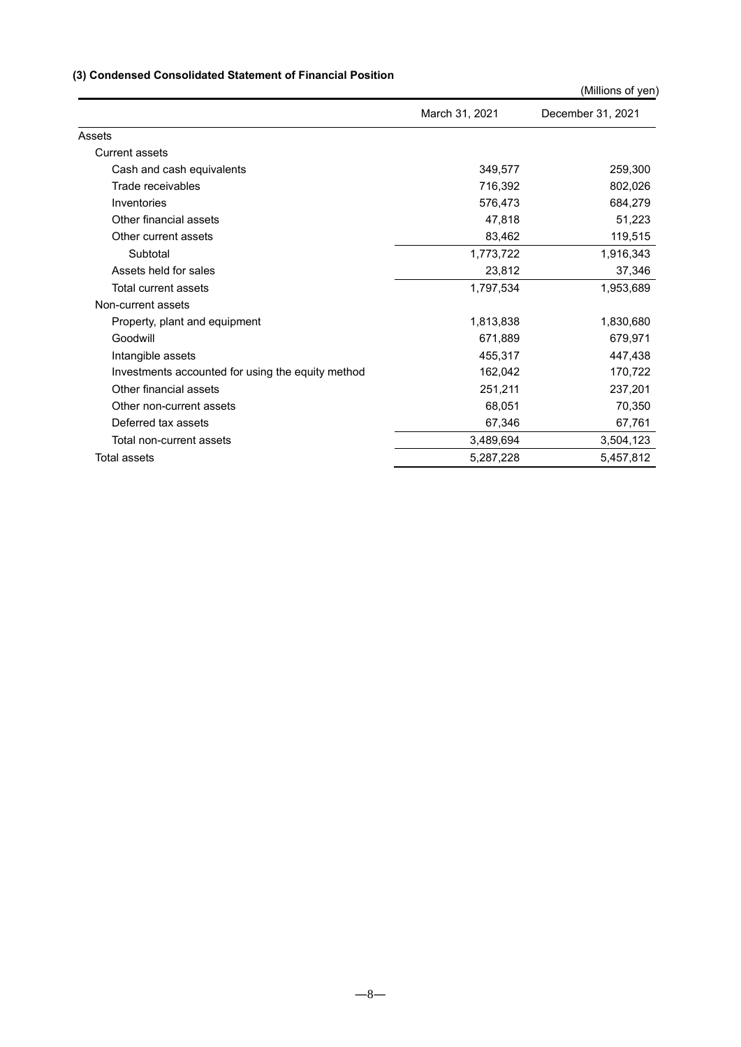### (3) Condensed Consolidated Statement of Financial Position

(Millions of yen)

| | March 31, 2021 | December 31, 2021 |
|---|---|---|
| Assets | | |
| Current assets | | |
| Cash and cash equivalents | 349,577 | 259,300 |
| Trade receivables | 716,392 | 802,026 |
| Inventories | 576,473 | 684,279 |
| Other financial assets | 47,818 | 51,223 |
| Other current assets | 83,462 | 119,515 |
| Subtotal | 1,773,722 | 1,916,343 |
| Assets held for sales | 23,812 | 37,346 |
| Total current assets | 1,797,534 | 1,953,689 |
| Non-current assets | | |
| Property, plant and equipment | 1,813,838 | 1,830,680 |
| Goodwill | 671,889 | 679,971 |
| Intangible assets | 455,317 | 447,438 |
| Investments accounted for using the equity method | 162,042 | 170,722 |
| Other financial assets | 251,211 | 237,201 |
| Other non-current assets | 68,051 | 70,350 |
| Deferred tax assets | 67,346 | 67,761 |
| Total non-current assets | 3,489,694 | 3,504,123 |
| Total assets | 5,287,228 | 5,457,812 |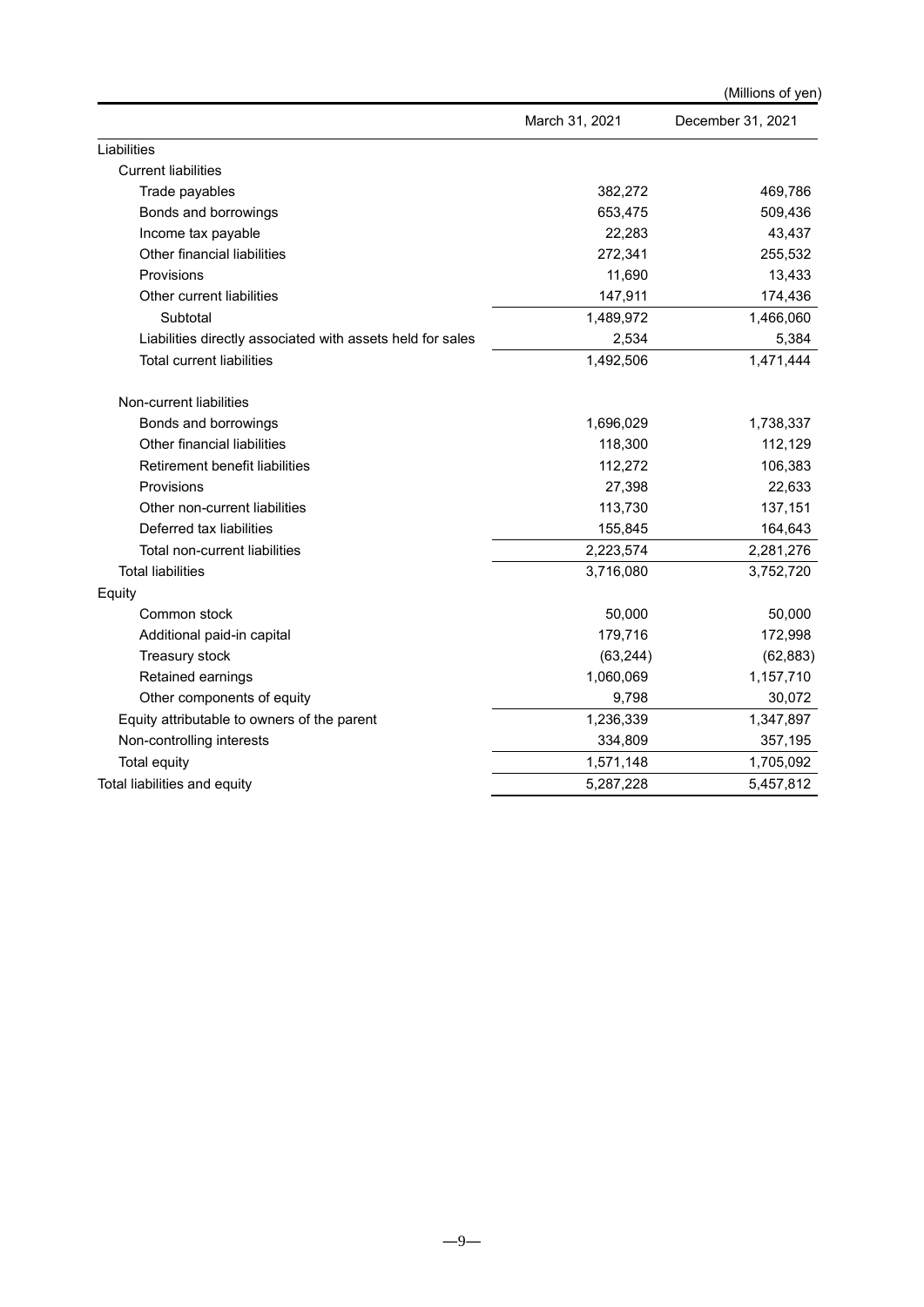(Millions of yen)

| | March 31, 2021 | December 31, 2021 |
|---|---|---|
| Liabilities | | |
| Current liabilities | | |
| Trade payables | 382,272 | 469,786 |
| Bonds and borrowings | 653,475 | 509,436 |
| Income tax payable | 22,283 | 43,437 |
| Other financial liabilities | 272,341 | 255,532 |
| Provisions | 11,690 | 13,433 |
| Other current liabilities | 147,911 | 174,436 |
| Subtotal | 1,489,972 | 1,466,060 |
| Liabilities directly associated with assets held for sales | 2,534 | 5,384 |
| Total current liabilities | 1,492,506 | 1,471,444 |
| Non-current liabilities | | |
| Bonds and borrowings | 1,696,029 | 1,738,337 |
| Other financial liabilities | 118,300 | 112,129 |
| Retirement benefit liabilities | 112,272 | 106,383 |
| Provisions | 27,398 | 22,633 |
| Other non-current liabilities | 113,730 | 137,151 |
| Deferred tax liabilities | 155,845 | 164,643 |
| Total non-current liabilities | 2,223,574 | 2,281,276 |
| Total liabilities | 3,716,080 | 3,752,720 |
| Equity | | |
| Common stock | 50,000 | 50,000 |
| Additional paid-in capital | 179,716 | 172,998 |
| Treasury stock | (63,244) | (62,883) |
| Retained earnings | 1,060,069 | 1,157,710 |
| Other components of equity | 9,798 | 30,072 |
| Equity attributable to owners of the parent | 1,236,339 | 1,347,897 |
| Non-controlling interests | 334,809 | 357,195 |
| Total equity | 1,571,148 | 1,705,092 |
| Total liabilities and equity | 5,287,228 | 5,457,812 |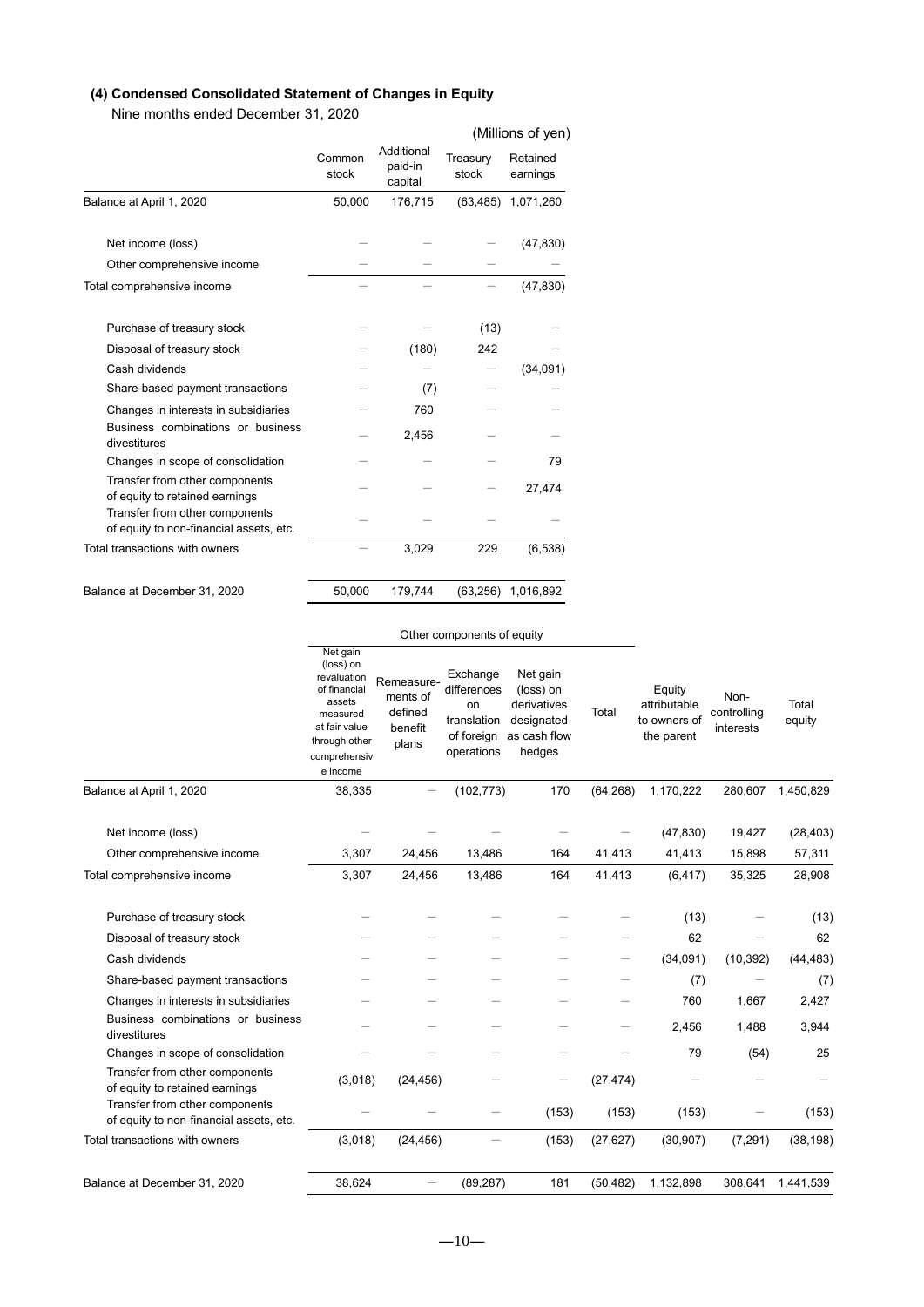### (4) Condensed Consolidated Statement of Changes in Equity

Nine months ended December 31, 2020

(Millions of yen)

| | Common stock | Additional paid-in capital | Treasury stock | Retained earnings |
|---|---|---|---|---|
| Balance at April 1, 2020 | 50,000 | 176,715 | (63,485) | 1,071,260 |
| Net income (loss) | – | – | – | (47,830) |
| Other comprehensive income | – | – | – | – |
| Total comprehensive income | – | – | – | (47,830) |
| Purchase of treasury stock | – | – | (13) | – |
| Disposal of treasury stock | – | (180) | 242 | – |
| Cash dividends | – | – | – | (34,091) |
| Share-based payment transactions | – | (7) | – | – |
| Changes in interests in subsidiaries | – | 760 | – | – |
| Business combinations or business divestitures | – | 2,456 | – | – |
| Changes in scope of consolidation | – | – | – | 79 |
| Transfer from other components of equity to retained earnings | – | – | – | 27,474 |
| Transfer from other components of equity to non-financial assets, etc. | – | – | – | – |
| Total transactions with owners | – | 3,029 | 229 | (6,538) |
| Balance at December 31, 2020 | 50,000 | 179,744 | (63,256) | 1,016,892 |

| | Other components of equity | | | | | | | |
|---|---|---|---|---|---|---|---|---|
| | Net gain (loss) on revaluation of financial assets measured at fair value through other comprehensive income | Remeasurements of defined benefit plans | Exchange differences on translation of foreign operations | Net gain (loss) on derivatives designated as cash flow hedges | Total | Equity attributable to owners of the parent | Non-controlling interests | Total equity |
| Balance at April 1, 2020 | 38,335 | – | (102,773) | 170 | (64,268) | 1,170,222 | 280,607 | 1,450,829 |
| Net income (loss) | – | – | – | – | – | (47,830) | 19,427 | (28,403) |
| Other comprehensive income | 3,307 | 24,456 | 13,486 | 164 | 41,413 | 41,413 | 15,898 | 57,311 |
| Total comprehensive income | 3,307 | 24,456 | 13,486 | 164 | 41,413 | (6,417) | 35,325 | 28,908 |
| Purchase of treasury stock | – | – | – | – | – | (13) | – | (13) |
| Disposal of treasury stock | – | – | – | – | – | 62 | – | 62 |
| Cash dividends | – | – | – | – | – | (34,091) | (10,392) | (44,483) |
| Share-based payment transactions | – | – | – | – | – | (7) | – | (7) |
| Changes in interests in subsidiaries | – | – | – | – | – | 760 | 1,667 | 2,427 |
| Business combinations or business divestitures | – | – | – | – | – | 2,456 | 1,488 | 3,944 |
| Changes in scope of consolidation | – | – | – | – | – | 79 | (54) | 25 |
| Transfer from other components of equity to retained earnings | (3,018) | (24,456) | – | – | (27,474) | – | – | – |
| Transfer from other components of equity to non-financial assets, etc. | – | – | – | (153) | (153) | (153) | – | (153) |
| Total transactions with owners | (3,018) | (24,456) | – | (153) | (27,627) | (30,907) | (7,291) | (38,198) |
| Balance at December 31, 2020 | 38,624 | – | (89,287) | 181 | (50,482) | 1,132,898 | 308,641 | 1,441,539 |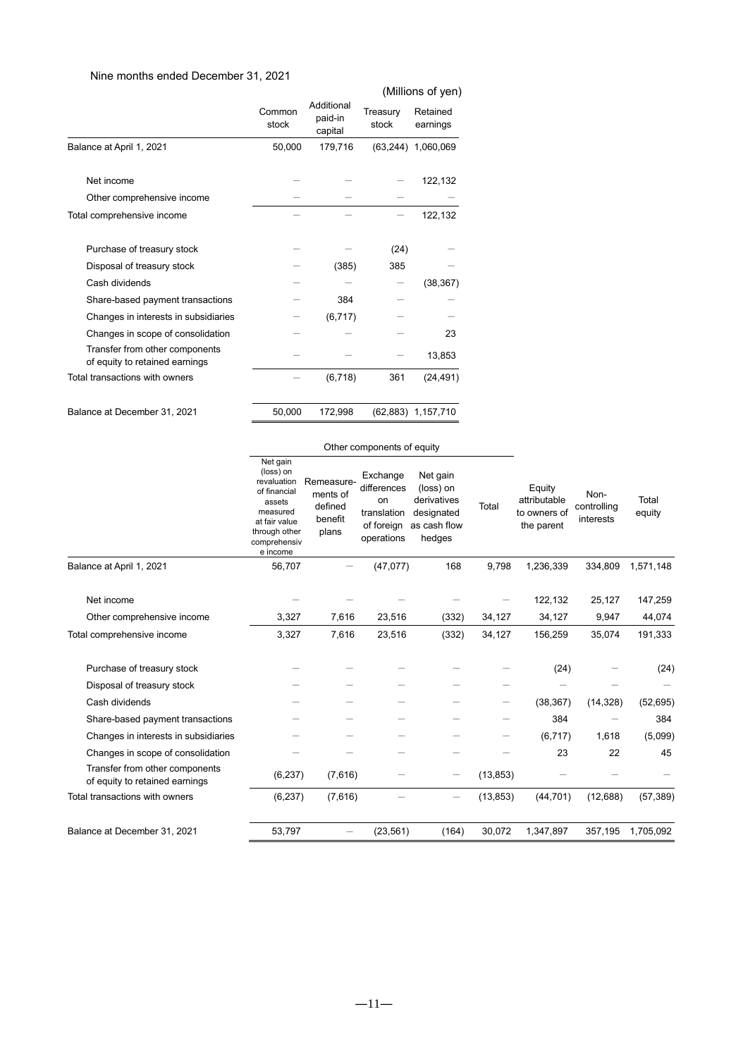Nine months ended December 31, 2021

(Millions of yen)

| | Common stock | Additional paid-in capital | Treasury stock | Retained earnings |
|---|---|---|---|---|
| Balance at April 1, 2021 | 50,000 | 179,716 | (63,244) | 1,060,069 |
| Net income | ― | ― | ― | 122,132 |
| Other comprehensive income | ― | ― | ― | ― |
| Total comprehensive income | ― | ― | ― | 122,132 |
| Purchase of treasury stock | ― | ― | (24) | ― |
| Disposal of treasury stock | ― | (385) | 385 | ― |
| Cash dividends | ― | ― | ― | (38,367) |
| Share-based payment transactions | ― | 384 | ― | ― |
| Changes in interests in subsidiaries | ― | (6,717) | ― | ― |
| Changes in scope of consolidation | ― | ― | ― | 23 |
| Transfer from other components of equity to retained earnings | ― | ― | ― | 13,853 |
| Total transactions with owners | ― | (6,718) | 361 | (24,491) |
| Balance at December 31, 2021 | 50,000 | 172,998 | (62,883) | 1,157,710 |

| | Other components of equity | | | | | | | |
|---|---|---|---|---|---|---|---|---|
| | Net gain (loss) on revaluation of financial assets measured at fair value through other comprehensive income | Remeasurements of defined benefit plans | Exchange differences on translation of foreign operations | Net gain (loss) on derivatives designated as cash flow hedges | Total | Equity attributable to owners of the parent | Non-controlling interests | Total equity |
| Balance at April 1, 2021 | 56,707 | ― | (47,077) | 168 | 9,798 | 1,236,339 | 334,809 | 1,571,148 |
| Net income | ― | ― | ― | ― | ― | 122,132 | 25,127 | 147,259 |
| Other comprehensive income | 3,327 | 7,616 | 23,516 | (332) | 34,127 | 34,127 | 9,947 | 44,074 |
| Total comprehensive income | 3,327 | 7,616 | 23,516 | (332) | 34,127 | 156,259 | 35,074 | 191,333 |
| Purchase of treasury stock | ― | ― | ― | ― | ― | (24) | ― | (24) |
| Disposal of treasury stock | ― | ― | ― | ― | ― | ― | ― | ― |
| Cash dividends | ― | ― | ― | ― | ― | (38,367) | (14,328) | (52,695) |
| Share-based payment transactions | ― | ― | ― | ― | ― | 384 | ― | 384 |
| Changes in interests in subsidiaries | ― | ― | ― | ― | ― | (6,717) | 1,618 | (5,099) |
| Changes in scope of consolidation | ― | ― | ― | ― | ― | 23 | 22 | 45 |
| Transfer from other components of equity to retained earnings | (6,237) | (7,616) | ― | ― | (13,853) | ― | ― | ― |
| Total transactions with owners | (6,237) | (7,616) | ― | ― | (13,853) | (44,701) | (12,688) | (57,389) |
| Balance at December 31, 2021 | 53,797 | ― | (23,561) | (164) | 30,072 | 1,347,897 | 357,195 | 1,705,092 |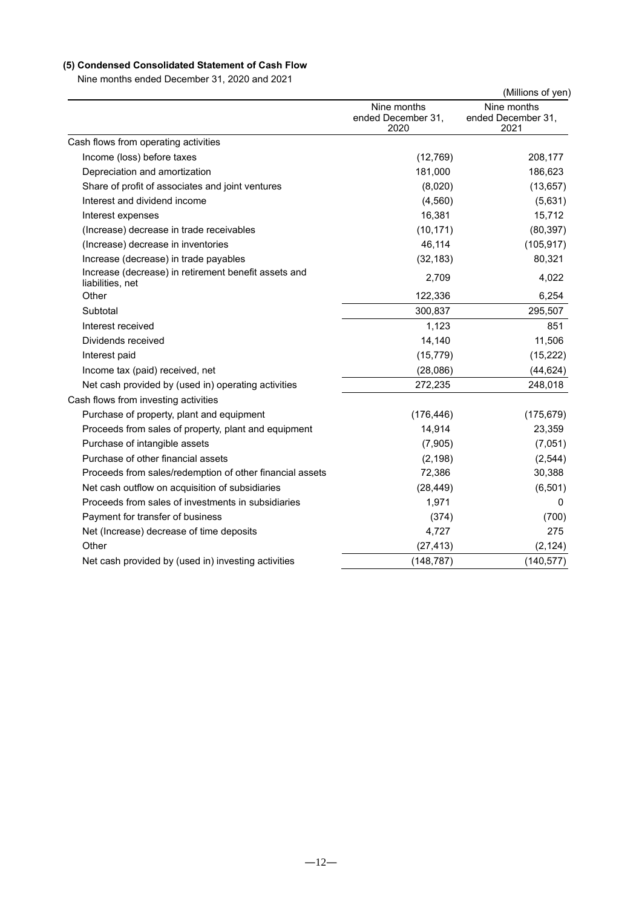### (5) Condensed Consolidated Statement of Cash Flow

Nine months ended December 31, 2020 and 2021

(Millions of yen)

| | Nine months ended December 31, 2020 | Nine months ended December 31, 2021 |
|---|---|---|
| Cash flows from operating activities | | |
| Income (loss) before taxes | (12,769) | 208,177 |
| Depreciation and amortization | 181,000 | 186,623 |
| Share of profit of associates and joint ventures | (8,020) | (13,657) |
| Interest and dividend income | (4,560) | (5,631) |
| Interest expenses | 16,381 | 15,712 |
| (Increase) decrease in trade receivables | (10,171) | (80,397) |
| (Increase) decrease in inventories | 46,114 | (105,917) |
| Increase (decrease) in trade payables | (32,183) | 80,321 |
| Increase (decrease) in retirement benefit assets and liabilities, net | 2,709 | 4,022 |
| Other | 122,336 | 6,254 |
| Subtotal | 300,837 | 295,507 |
| Interest received | 1,123 | 851 |
| Dividends received | 14,140 | 11,506 |
| Interest paid | (15,779) | (15,222) |
| Income tax (paid) received, net | (28,086) | (44,624) |
| Net cash provided by (used in) operating activities | 272,235 | 248,018 |
| Cash flows from investing activities | | |
| Purchase of property, plant and equipment | (176,446) | (175,679) |
| Proceeds from sales of property, plant and equipment | 14,914 | 23,359 |
| Purchase of intangible assets | (7,905) | (7,051) |
| Purchase of other financial assets | (2,198) | (2,544) |
| Proceeds from sales/redemption of other financial assets | 72,386 | 30,388 |
| Net cash outflow on acquisition of subsidiaries | (28,449) | (6,501) |
| Proceeds from sales of investments in subsidiaries | 1,971 | 0 |
| Payment for transfer of business | (374) | (700) |
| Net (Increase) decrease of time deposits | 4,727 | 275 |
| Other | (27,413) | (2,124) |
| Net cash provided by (used in) investing activities | (148,787) | (140,577) |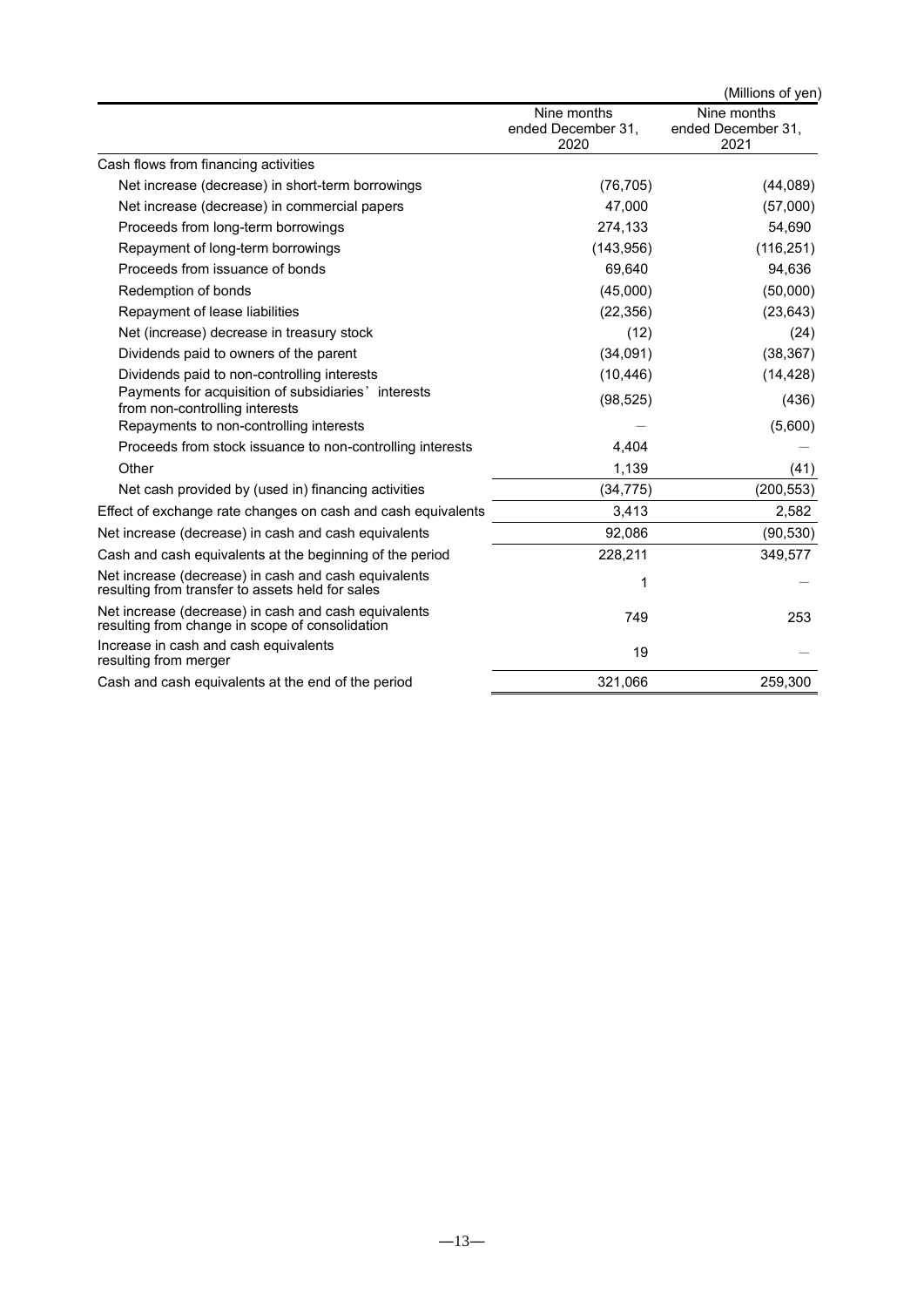(Millions of yen)

| | Nine months ended December 31, 2020 | Nine months ended December 31, 2021 |
|---|---|---|
| Cash flows from financing activities | | |
| Net increase (decrease) in short-term borrowings | (76,705) | (44,089) |
| Net increase (decrease) in commercial papers | 47,000 | (57,000) |
| Proceeds from long-term borrowings | 274,133 | 54,690 |
| Repayment of long-term borrowings | (143,956) | (116,251) |
| Proceeds from issuance of bonds | 69,640 | 94,636 |
| Redemption of bonds | (45,000) | (50,000) |
| Repayment of lease liabilities | (22,356) | (23,643) |
| Net (increase) decrease in treasury stock | (12) | (24) |
| Dividends paid to owners of the parent | (34,091) | (38,367) |
| Dividends paid to non-controlling interests | (10,446) | (14,428) |
| Payments for acquisition of subsidiaries' interests from non-controlling interests | (98,525) | (436) |
| Repayments to non-controlling interests | — | (5,600) |
| Proceeds from stock issuance to non-controlling interests | 4,404 | — |
| Other | 1,139 | (41) |
| Net cash provided by (used in) financing activities | (34,775) | (200,553) |
| Effect of exchange rate changes on cash and cash equivalents | 3,413 | 2,582 |
| Net increase (decrease) in cash and cash equivalents | 92,086 | (90,530) |
| Cash and cash equivalents at the beginning of the period | 228,211 | 349,577 |
| Net increase (decrease) in cash and cash equivalents resulting from transfer to assets held for sales | 1 | — |
| Net increase (decrease) in cash and cash equivalents resulting from change in scope of consolidation | 749 | 253 |
| Increase in cash and cash equivalents resulting from merger | 19 | — |
| Cash and cash equivalents at the end of the period | 321,066 | 259,300 |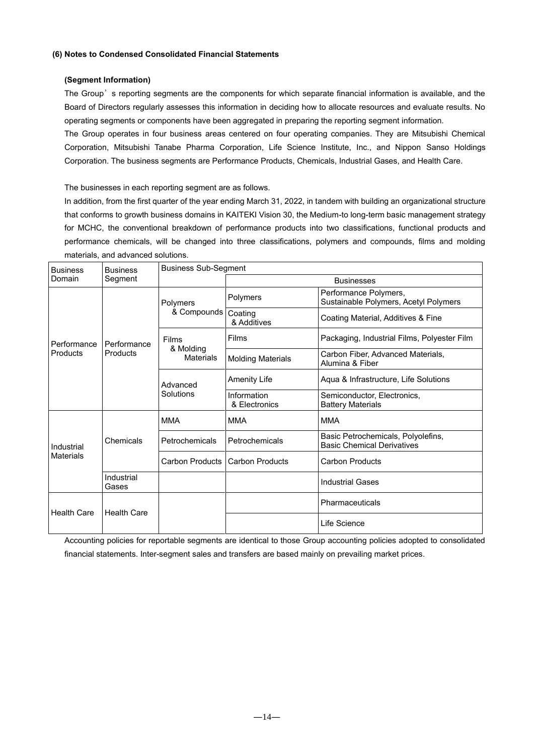### (6) Notes to Condensed Consolidated Financial Statements

#### (Segment Information)

The Group's reporting segments are the components for which separate financial information is available, and the Board of Directors regularly assesses this information in deciding how to allocate resources and evaluate results. No operating segments or components have been aggregated in preparing the reporting segment information.

The Group operates in four business areas centered on four operating companies. They are Mitsubishi Chemical Corporation, Mitsubishi Tanabe Pharma Corporation, Life Science Institute, Inc., and Nippon Sanso Holdings Corporation. The business segments are Performance Products, Chemicals, Industrial Gases, and Health Care.

The businesses in each reporting segment are as follows.

In addition, from the first quarter of the year ending March 31, 2022, in tandem with building an organizational structure that conforms to growth business domains in KAITEKI Vision 30, the Medium-to long-term basic management strategy for MCHC, the conventional breakdown of performance products into two classifications, functional products and performance chemicals, will be changed into three classifications, polymers and compounds, films and molding materials, and advanced solutions.

| Business Domain | Business Segment | Business Sub-Segment | | |
|---|---|---|---|---|
| | | | Businesses | |
| Performance Products | Performance Products | Polymers & Compounds | Polymers | Performance Polymers, Sustainable Polymers, Acetyl Polymers |
| | | | Coating & Additives | Coating Material, Additives & Fine |
| | | Films & Molding Materials | Films | Packaging, Industrial Films, Polyester Film |
| | | | Molding Materials | Carbon Fiber, Advanced Materials, Alumina & Fiber |
| | | Advanced Solutions | Amenity Life | Aqua & Infrastructure, Life Solutions |
| | | | Information & Electronics | Semiconductor, Electronics, Battery Materials |
| Industrial Materials | Chemicals | MMA | MMA | MMA |
| | | Petrochemicals | Petrochemicals | Basic Petrochemicals, Polyolefins, Basic Chemical Derivatives |
| | | Carbon Products | Carbon Products | Carbon Products |
| | Industrial Gases | | | Industrial Gases |
| Health Care | Health Care | | | Pharmaceuticals |
| | | | | Life Science |

Accounting policies for reportable segments are identical to those Group accounting policies adopted to consolidated financial statements. Inter-segment sales and transfers are based mainly on prevailing market prices.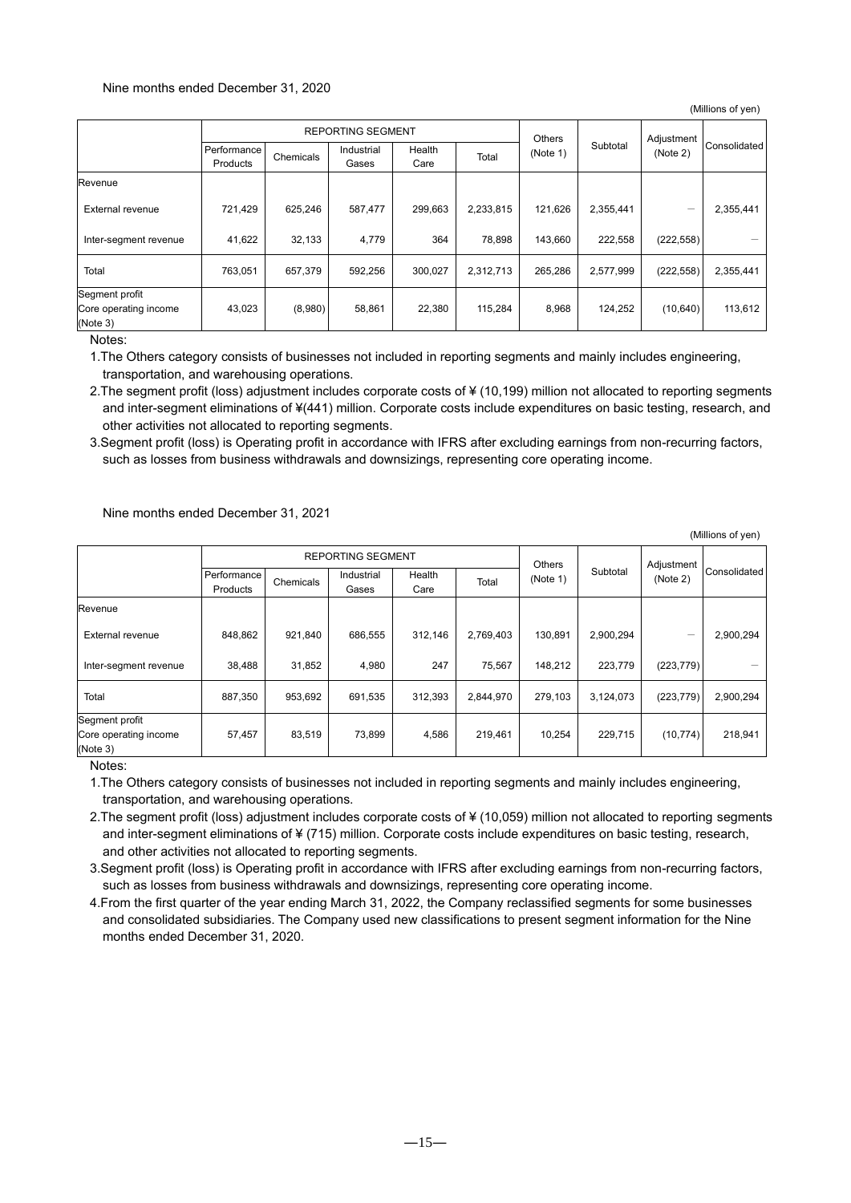Nine months ended December 31, 2020

(Millions of yen)

| | REPORTING SEGMENT | | | | | Others (Note 1) | Subtotal | Adjustment (Note 2) | Consolidated |
|---|---|---|---|---|---|---|---|---|---|
| | Performance Products | Chemicals | Industrial Gases | Health Care | Total | | | | |
| Revenue | | | | | | | | | |
| External revenue | 721,429 | 625,246 | 587,477 | 299,663 | 2,233,815 | 121,626 | 2,355,441 | — | 2,355,441 |
| Inter-segment revenue | 41,622 | 32,133 | 4,779 | 364 | 78,898 | 143,660 | 222,558 | (222,558) | — |
| Total | 763,051 | 657,379 | 592,256 | 300,027 | 2,312,713 | 265,286 | 2,577,999 | (222,558) | 2,355,441 |
| Segment profit Core operating income (Note 3) | 43,023 | (8,980) | 58,861 | 22,380 | 115,284 | 8,968 | 124,252 | (10,640) | 113,612 |

Notes:

1. The Others category consists of businesses not included in reporting segments and mainly includes engineering, transportation, and warehousing operations.
2. The segment profit (loss) adjustment includes corporate costs of ¥ (10,199) million not allocated to reporting segments and inter-segment eliminations of ¥(441) million. Corporate costs include expenditures on basic testing, research, and other activities not allocated to reporting segments.
3. Segment profit (loss) is Operating profit in accordance with IFRS after excluding earnings from non-recurring factors, such as losses from business withdrawals and downsizings, representing core operating income.

Nine months ended December 31, 2021

(Millions of yen)

| | REPORTING SEGMENT | | | | | Others (Note 1) | Subtotal | Adjustment (Note 2) | Consolidated |
|---|---|---|---|---|---|---|---|---|---|
| | Performance Products | Chemicals | Industrial Gases | Health Care | Total | | | | |
| Revenue | | | | | | | | | |
| External revenue | 848,862 | 921,840 | 686,555 | 312,146 | 2,769,403 | 130,891 | 2,900,294 | — | 2,900,294 |
| Inter-segment revenue | 38,488 | 31,852 | 4,980 | 247 | 75,567 | 148,212 | 223,779 | (223,779) | — |
| Total | 887,350 | 953,692 | 691,535 | 312,393 | 2,844,970 | 279,103 | 3,124,073 | (223,779) | 2,900,294 |
| Segment profit Core operating income (Note 3) | 57,457 | 83,519 | 73,899 | 4,586 | 219,461 | 10,254 | 229,715 | (10,774) | 218,941 |

Notes:

1. The Others category consists of businesses not included in reporting segments and mainly includes engineering, transportation, and warehousing operations.
2. The segment profit (loss) adjustment includes corporate costs of ¥ (10,059) million not allocated to reporting segments and inter-segment eliminations of ¥ (715) million. Corporate costs include expenditures on basic testing, research, and other activities not allocated to reporting segments.
3. Segment profit (loss) is Operating profit in accordance with IFRS after excluding earnings from non-recurring factors, such as losses from business withdrawals and downsizings, representing core operating income.
4. From the first quarter of the year ending March 31, 2022, the Company reclassified segments for some businesses and consolidated subsidiaries. The Company used new classifications to present segment information for the Nine months ended December 31, 2020.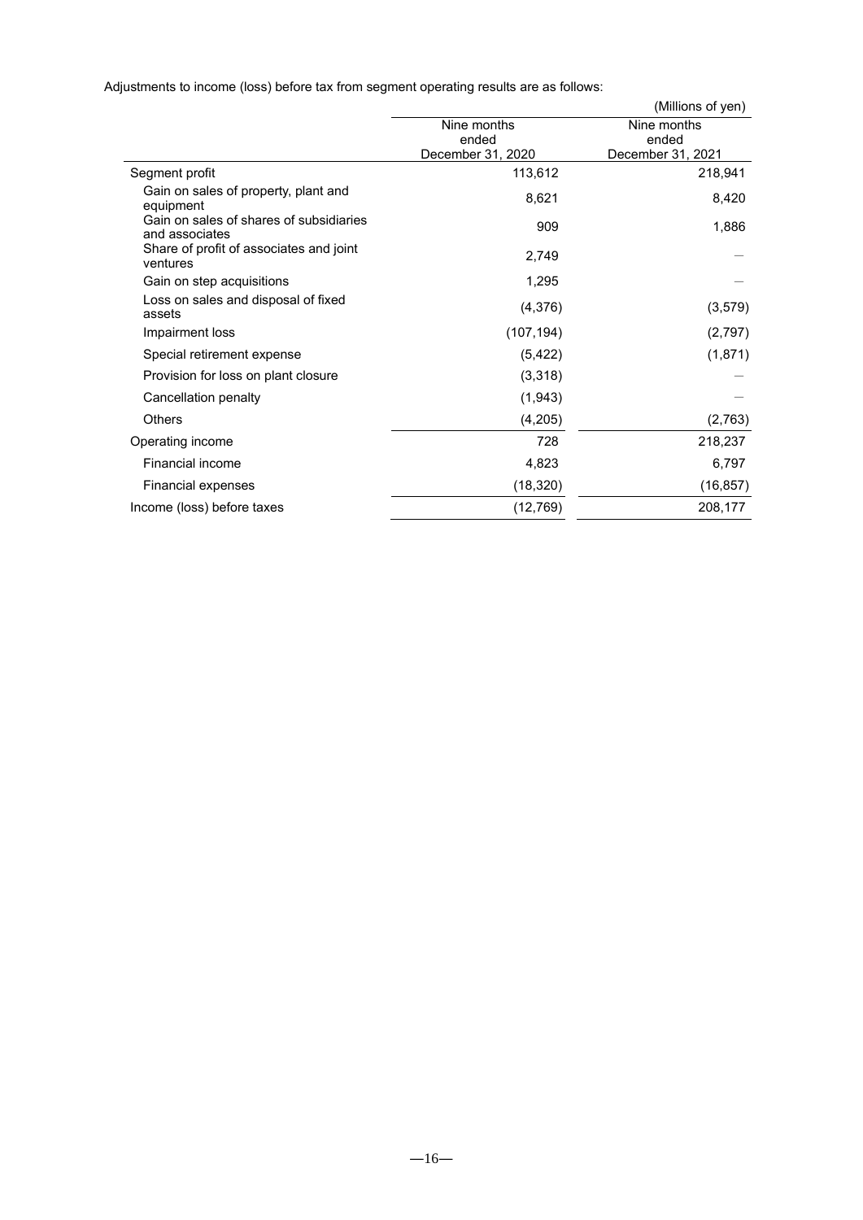Adjustments to income (loss) before tax from segment operating results are as follows:

(Millions of yen)

| | Nine months ended December 31, 2020 | Nine months ended December 31, 2021 |
|---|---|---|
| Segment profit | 113,612 | 218,941 |
| Gain on sales of property, plant and equipment | 8,621 | 8,420 |
| Gain on sales of shares of subsidiaries and associates | 909 | 1,886 |
| Share of profit of associates and joint ventures | 2,749 | — |
| Gain on step acquisitions | 1,295 | — |
| Loss on sales and disposal of fixed assets | (4,376) | (3,579) |
| Impairment loss | (107,194) | (2,797) |
| Special retirement expense | (5,422) | (1,871) |
| Provision for loss on plant closure | (3,318) | — |
| Cancellation penalty | (1,943) | — |
| Others | (4,205) | (2,763) |
| Operating income | 728 | 218,237 |
| Financial income | 4,823 | 6,797 |
| Financial expenses | (18,320) | (16,857) |
| Income (loss) before taxes | (12,769) | 208,177 |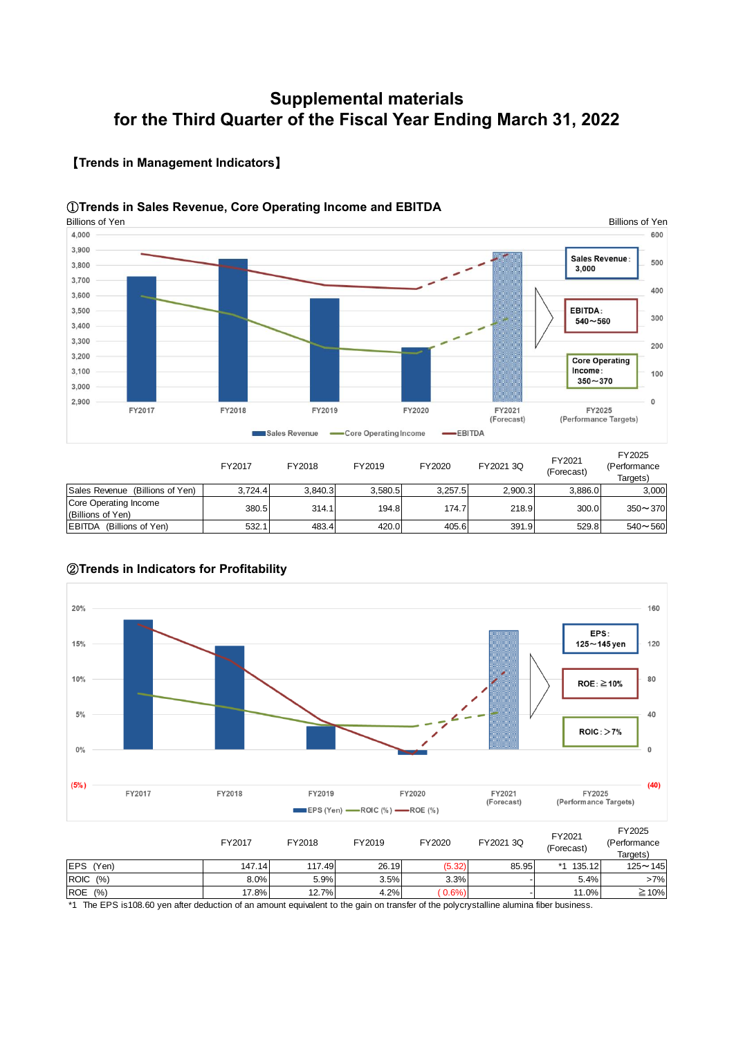# Supplemental materials
# for the Third Quarter of the Fiscal Year Ending March 31, 2022

## 【Trends in Management Indicators】

### ①Trends in Sales Revenue, Core Operating Income and EBITDA

| | FY2017 | FY2018 | FY2019 | FY2020 | FY2021 3Q | FY2021 (Forecast) | FY2025 (Performance Targets) |
|---|---|---|---|---|---|---|---|
| Sales Revenue (Billions of Yen) | 3,724.4 | 3,840.3 | 3,580.5 | 3,257.5 | 2,900.3 | 3,886.0 | 3,000 |
| Core Operating Income (Billions of Yen) | 380.5 | 314.1 | 194.8 | 174.7 | 218.9 | 300.0 | 350～370 |
| EBITDA (Billions of Yen) | 532.1 | 483.4 | 420.0 | 405.6 | 391.9 | 529.8 | 540～560 |

### ②Trends in Indicators for Profitability

| | FY2017 | FY2018 | FY2019 | FY2020 | FY2021 3Q | FY2021 (Forecast) | FY2025 (Performance Targets) |
|---|---|---|---|---|---|---|---|
| EPS (Yen) | 147.14 | 117.49 | 26.19 | (5.32) | 85.95 | *1 135.12 | 125～145 |
| ROIC (%) | 8.0% | 5.9% | 3.5% | 3.3% | - | 5.4% | >7% |
| ROE (%) | 17.8% | 12.7% | 4.2% | ( 0.6%) | - | 11.0% | ≧10% |

*1 The EPS is108.60 yen after deduction of an amount equivalent to the gain on transfer of the polycrystalline alumina fiber business.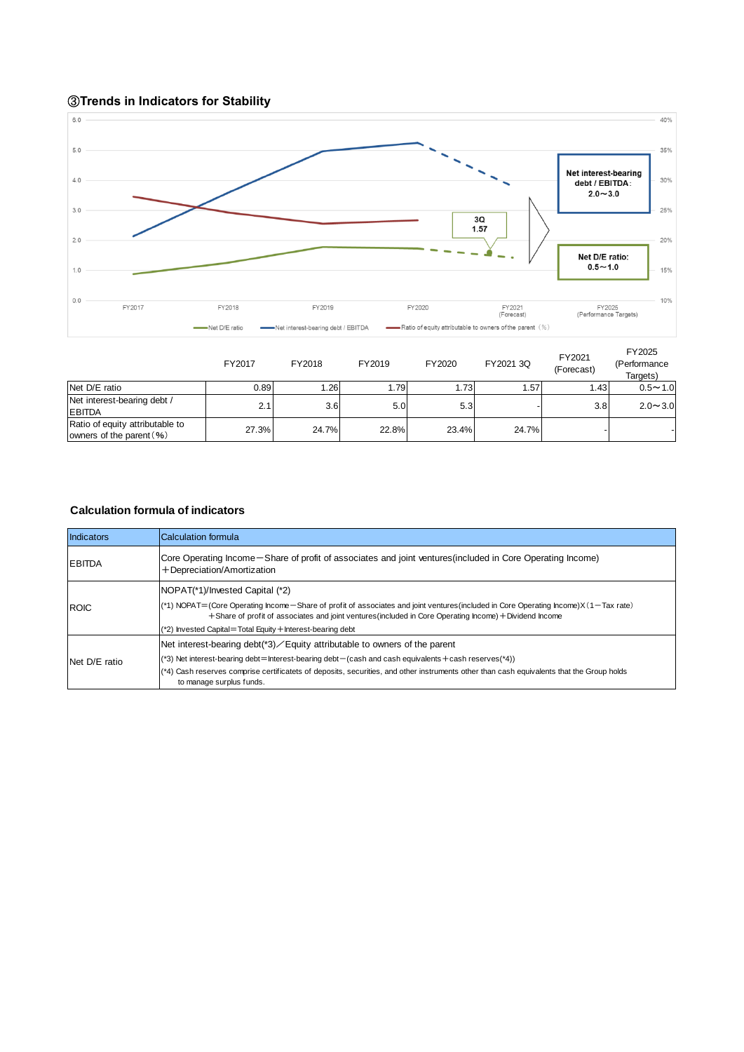## ③Trends in Indicators for Stability

6.0
5.0
4.0
3.0
2.0
1.0
0.0

40%
35%
30%
25%
20%
15%
10%

FY2017
FY2018
FY2019
FY2020
FY2021 (Forecast)
FY2025 (Performance Targets)

3Q 1.57

Net interest-bearing debt / EBITDA: 2.0～3.0

Net D/E ratio: 0.5～1.0

Net D/E ratio
Net interest-bearing debt / EBITDA
Ratio of equity attributable to owners of the parent（%）

| | FY2017 | FY2018 | FY2019 | FY2020 | FY2021 3Q | FY2021 (Forecast) | FY2025 (Performance Targets) |
|---|---|---|---|---|---|---|---|
| Net D/E ratio | 0.89 | 1.26 | 1.79 | 1.73 | 1.57 | 1.43 | 0.5～1.0 |
| Net interest-bearing debt / EBITDA | 2.1 | 3.6 | 5.0 | 5.3 | - | 3.8 | 2.0～3.0 |
| Ratio of equity attributable to owners of the parent（%） | 27.3% | 24.7% | 22.8% | 23.4% | 24.7% | - | - |

### Calculation formula of indicators

| Indicators | Calculation formula |
|---|---|
| EBITDA | Core Operating Income－Share of profit of associates and joint ventures(included in Core Operating Income) ＋Depreciation/Amortization |
| ROIC | NOPAT(\*1)/Invested Capital (\*2)<br>(\*1) NOPAT＝(Core Operating Income－Share of profit of associates and joint ventures(included in Core Operating Income)X(1－Tax rate) ＋Share of profit of associates and joint ventures(included in Core Operating Income)＋Dividend Income<br>(\*2) Invested Capital＝Total Equity＋Interest-bearing debt |
| Net D/E ratio | Net interest-bearing debt(\*3)／Equity attributable to owners of the parent<br>(\*3) Net interest-bearing debt＝Interest-bearing debt－(cash and cash equivalents＋cash reserves(\*4))<br>(\*4) Cash reserves comprise certificatets of deposits, securities, and other instruments other than cash equivalents that the Group holds to manage surplus funds. |